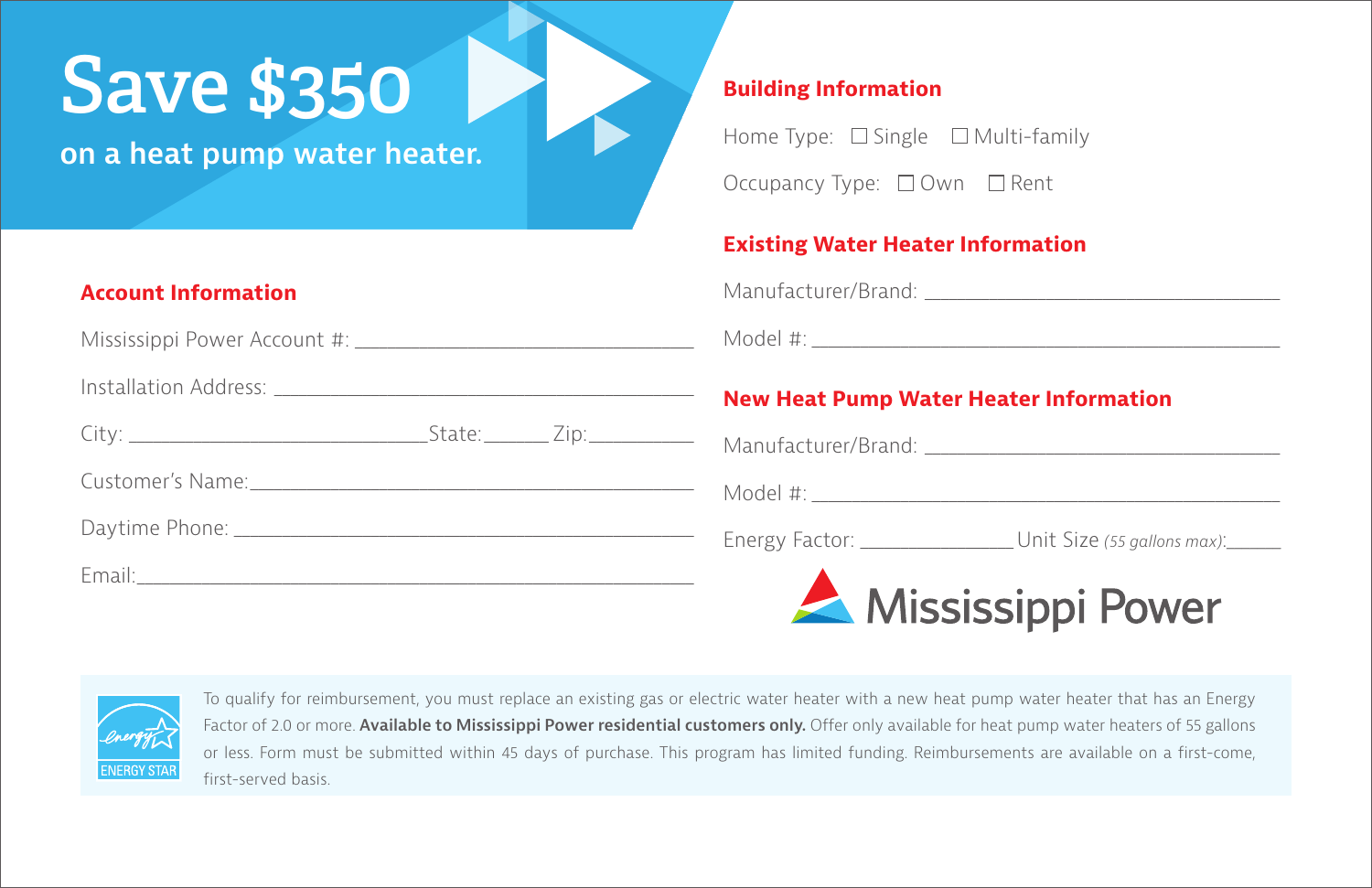# Save $350

**on a heat pump water heater.**

## Account Information

Mississippi Power Account #: ______________________________

Installation Address: ______________________________

City: ______________________ State: ______ Zip: __________

Customer's Name: ______________________________

Daytime Phone: ______________________________

Email: ______________________________

## Building Information

Home Type: ☐ Single ☐ Multi-family

Occupancy Type: ☐ Own ☐ Rent

## Existing Water Heater Information

Manufacturer/Brand: ______________________________

Model #: ______________________________

## New Heat Pump Water Heater Information

Manufacturer/Brand: ______________________________

Model #: ______________________________

Energy Factor: ______________ Unit Size *(55 gallons max)*: ______

Mississippi Power

ENERGY STAR

To qualify for reimbursement, you must replace an existing gas or electric water heater with a new heat pump water heater that has an Energy Factor of 2.0 or more. **Available to Mississippi Power residential customers only.** Offer only available for heat pump water heaters of 55 gallons or less. Form must be submitted within 45 days of purchase. This program has limited funding. Reimbursements are available on a first-come, first-served basis.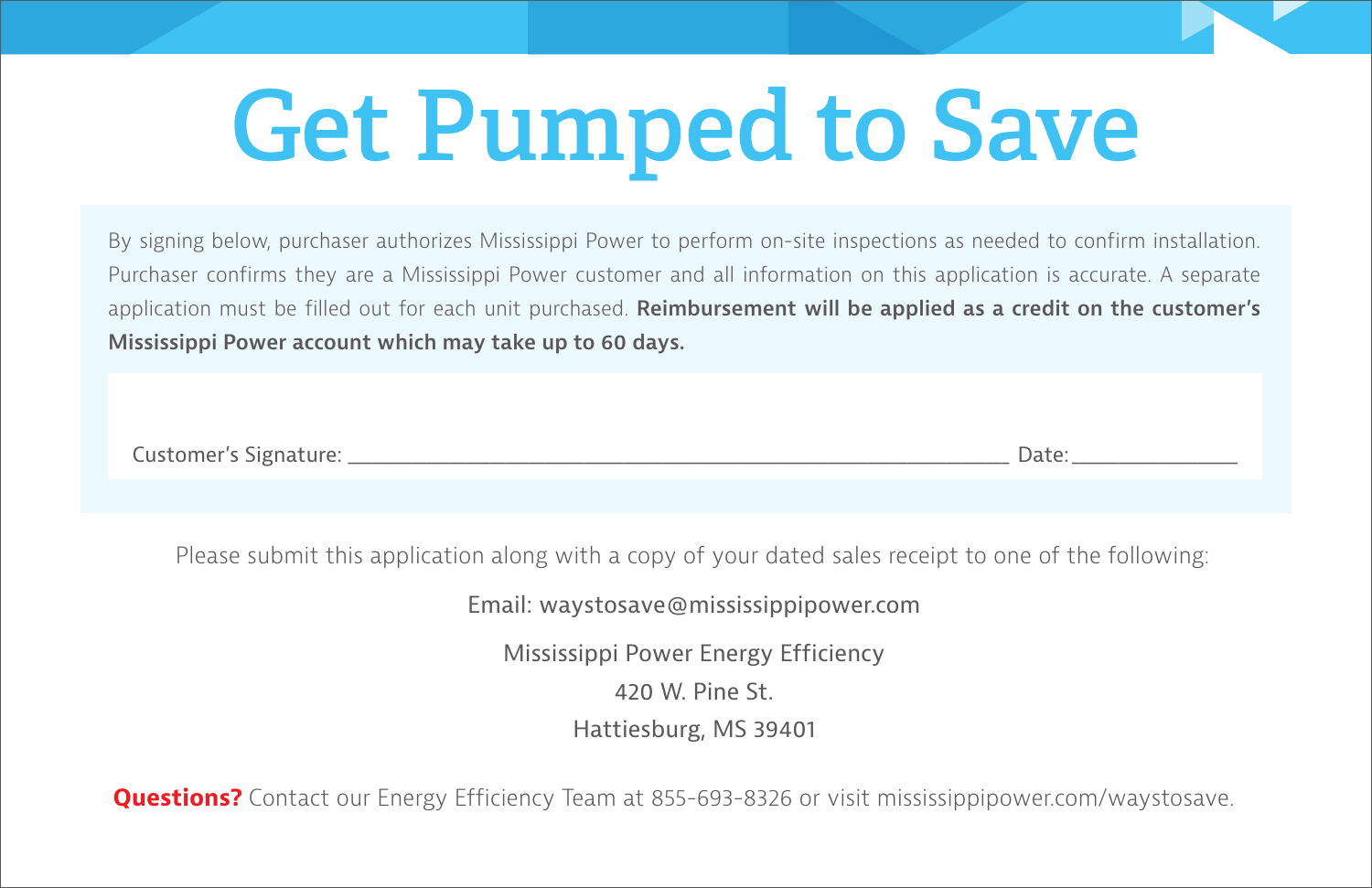# Get Pumped to Save

By signing below, purchaser authorizes Mississippi Power to perform on-site inspections as needed to confirm installation. Purchaser confirms they are a Mississippi Power customer and all information on this application is accurate. A separate application must be filled out for each unit purchased. **Reimbursement will be applied as a credit on the customer's Mississippi Power account which may take up to 60 days.**

Customer's Signature: ________________________________________________________________ Date: ________________

Please submit this application along with a copy of your dated sales receipt to one of the following:

Email: waystosave@mississippipower.com

Mississippi Power Energy Efficiency
420 W. Pine St.
Hattiesburg, MS 39401

**Questions?** Contact our Energy Efficiency Team at 855-693-8326 or visit mississippipower.com/waystosave.